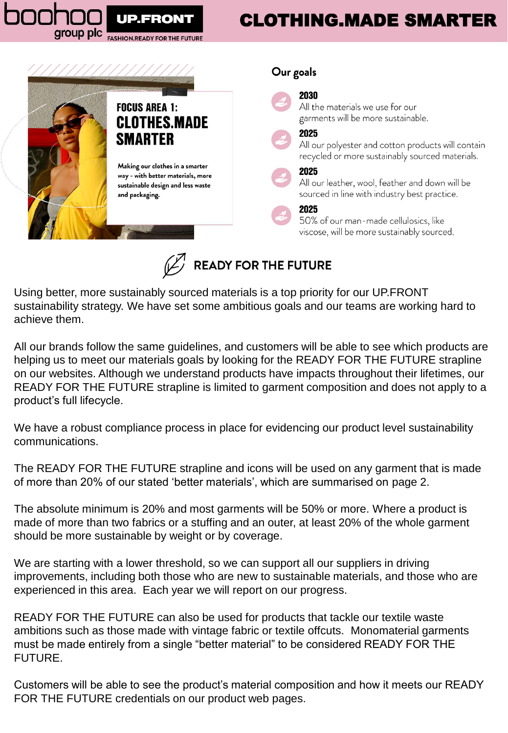boohoo group plc | UP.FRONT — FASHION.READY FOR THE FUTURE

# CLOTHING.MADE SMARTER

## FOCUS AREA 1: CLOTHES.MADE SMARTER

Making our clothes in a smarter way - with better materials, more sustainable design and less waste and packaging.

### Our goals

**2030**
All the materials we use for our garments will be more sustainable.

**2025**
All our polyester and cotton products will contain recycled or more sustainably sourced materials.

**2025**
All our leather, wool, feather and down will be sourced in line with industry best practice.

**2025**
50% of our man-made cellulosics, like viscose, will be more sustainably sourced.

## READY FOR THE FUTURE

Using better, more sustainably sourced materials is a top priority for our UP.FRONT sustainability strategy. We have set some ambitious goals and our teams are working hard to achieve them.

All our brands follow the same guidelines, and customers will be able to see which products are helping us to meet our materials goals by looking for the READY FOR THE FUTURE strapline on our websites. Although we understand products have impacts throughout their lifetimes, our READY FOR THE FUTURE strapline is limited to garment composition and does not apply to a product's full lifecycle.

We have a robust compliance process in place for evidencing our product level sustainability communications.

The READY FOR THE FUTURE strapline and icons will be used on any garment that is made of more than 20% of our stated 'better materials', which are summarised on page 2.

The absolute minimum is 20% and most garments will be 50% or more. Where a product is made of more than two fabrics or a stuffing and an outer, at least 20% of the whole garment should be more sustainable by weight or by coverage.

We are starting with a lower threshold, so we can support all our suppliers in driving improvements, including both those who are new to sustainable materials, and those who are experienced in this area. Each year we will report on our progress.

READY FOR THE FUTURE can also be used for products that tackle our textile waste ambitions such as those made with vintage fabric or textile offcuts. Monomaterial garments must be made entirely from a single "better material" to be considered READY FOR THE FUTURE.

Customers will be able to see the product's material composition and how it meets our READY FOR THE FUTURE credentials on our product web pages.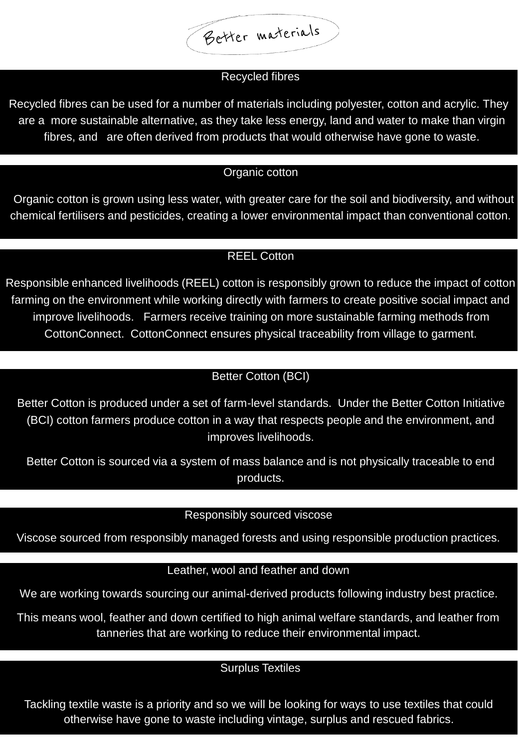# Better materials

## Recycled fibres

Recycled fibres can be used for a number of materials including polyester, cotton and acrylic. They are a more sustainable alternative, as they take less energy, land and water to make than virgin fibres, and are often derived from products that would otherwise have gone to waste.

## Organic cotton

Organic cotton is grown using less water, with greater care for the soil and biodiversity, and without chemical fertilisers and pesticides, creating a lower environmental impact than conventional cotton.

## REEL Cotton

Responsible enhanced livelihoods (REEL) cotton is responsibly grown to reduce the impact of cotton farming on the environment while working directly with farmers to create positive social impact and improve livelihoods. Farmers receive training on more sustainable farming methods from CottonConnect. CottonConnect ensures physical traceability from village to garment.

## Better Cotton (BCI)

Better Cotton is produced under a set of farm-level standards. Under the Better Cotton Initiative (BCI) cotton farmers produce cotton in a way that respects people and the environment, and improves livelihoods.

Better Cotton is sourced via a system of mass balance and is not physically traceable to end products.

## Responsibly sourced viscose

Viscose sourced from responsibly managed forests and using responsible production practices.

## Leather, wool and feather and down

We are working towards sourcing our animal-derived products following industry best practice.

This means wool, feather and down certified to high animal welfare standards, and leather from tanneries that are working to reduce their environmental impact.

## Surplus Textiles

Tackling textile waste is a priority and so we will be looking for ways to use textiles that could otherwise have gone to waste including vintage, surplus and rescued fabrics.